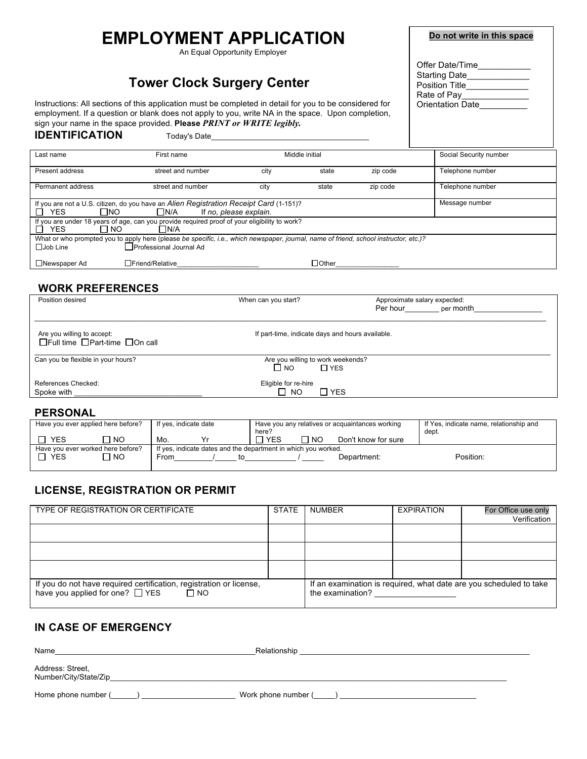# EMPLOYMENT APPLICATION

An Equal Opportunity Employer

## Tower Clock Surgery Center

| **Do not write in this space** |
|---|
| Offer Date/Time___________ |
| Starting Date_____________ |
| Position Title_____________ |
| Rate of Pay______________ |
| Orientation Date__________ |

Instructions: All sections of this application must be completed in detail for you to be considered for employment. If a question or blank does not apply to you, write NA in the space. Upon completion, sign your name in the space provided. **Please *PRINT or WRITE legibly.***

## IDENTIFICATION

Today's Date___________________________________

| Last name | First name | Middle initial | | | Social Security number |
|---|---|---|---|---|---|
| Present address | street and number | city | state | zip code | Telephone number |
| Permanent address | street and number | city | state | zip code | Telephone number |
| If you are not a U.S. citizen, do you have an *Alien Registration Receipt Card* (1-151)? ☐ YES ☐ NO ☐ N/A If *no, please explain.* | | | | | Message number |
| If you are under 18 years of age, can you provide required proof of your eligibility to work? ☐ YES ☐ NO ☐ N/A | | | | | |
| What or who prompted you to apply here (please *be specific, i.e., which newspaper, journal, name of friend, school instructor, etc.)?* ☐ Job Line ☐ Professional Journal Ad ☐ Newspaper Ad ☐ Friend/Relative____________________ ☐ Other________________ | | | | | |

## WORK PREFERENCES

| Position desired | When can you start? | Approximate salary expected: Per hour________ per month________________ |
|---|---|---|
| Are you willing to accept: ☐ Full time ☐ Part-time ☐ On call | If part-time, indicate days and hours available. | |
| Can you be flexible in your hours? | Are you willing to work weekends? ☐ NO ☐ YES | |
| References Checked: Spoke with _____________________________ | Eligible for re-hire ☐ NO ☐ YES | |

## PERSONAL

| Have you ever applied here before? ☐ YES ☐ NO | If yes, indicate date Mo. Yr | Have you any relatives or acquaintances working here? ☐ YES ☐ NO Don't know for sure | If Yes, indicate name, relationship and dept. |
|---|---|---|---|
| Have you ever worked here before? ☐ YES ☐ NO | If yes, indicate dates and the department in which you worked. From_________/_____ to____________ / _____ Department: Position: | | |

## LICENSE, REGISTRATION OR PERMIT

| TYPE OF REGISTRATION OR CERTIFICATE | STATE | NUMBER | EXPIRATION | For Office use only Verification |
|---|---|---|---|---|
| | | | | |
| | | | | |
| | | | | |

| If you do not have required certification, registration or license, have you applied for one? ☐ YES ☐ NO | If an examination is required, what date are you scheduled to take the examination? _________________ |
|---|---|

## IN CASE OF EMERGENCY

Name_______________________________________________Relationship ____________________________________________________

Address: Street, Number/City/State/Zip_____________________________________________________________________________________________

Home phone number (______) _____________________ Work phone number (_____) _______________________________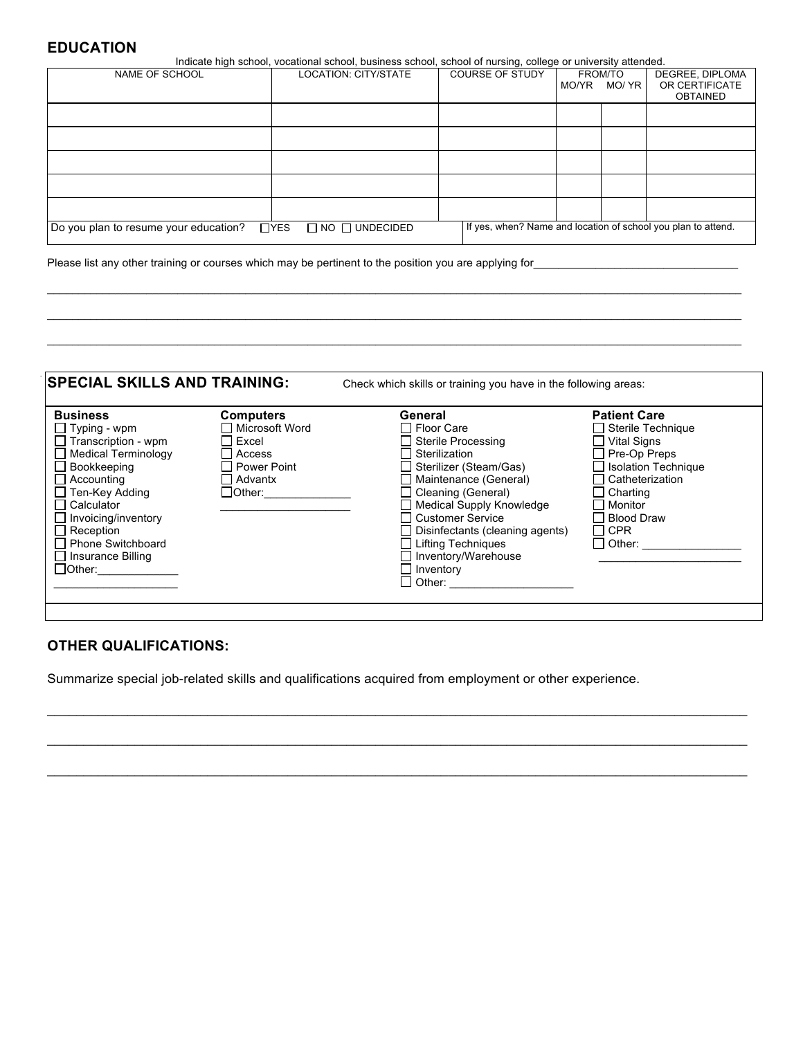## EDUCATION

Indicate high school, vocational school, business school, school of nursing, college or university attended.

| NAME OF SCHOOL | LOCATION: CITY/STATE | COURSE OF STUDY | FROM/TO MO/YR | MO/ YR | DEGREE, DIPLOMA OR CERTIFICATE OBTAINED |
|---|---|---|---|---|---|
| | | | | | |
| | | | | | |
| | | | | | |
| | | | | | |
| | | | | | |

Do you plan to resume your education? ☐YES ☐ NO ☐ UNDECIDED

If yes, when? Name and location of school you plan to attend.

Please list any other training or courses which may be pertinent to the position you are applying for________________________________

______________________________________________________________________________________________

______________________________________________________________________________________________

______________________________________________________________________________________________

## SPECIAL SKILLS AND TRAINING:

Check which skills or training you have in the following areas:

**Business**
- ☐ Typing - wpm
- ☐ Transcription - wpm
- ☐ Medical Terminology
- ☐ Bookkeeping
- ☐ Accounting
- ☐ Ten-Key Adding
- ☐ Calculator
- ☐ Invoicing/inventory
- ☐ Reception
- ☐ Phone Switchboard
- ☐ Insurance Billing
- ☐ Other:_____________ ____________________

**Computers**
- ☐ Microsoft Word
- ☐ Excel
- ☐ Access
- ☐ Power Point
- ☐ Advantx
- ☐ Other:_____________ ____________________

**General**
- ☐ Floor Care
- ☐ Sterile Processing
- ☐ Sterilization
- ☐ Sterilizer (Steam/Gas)
- ☐ Maintenance (General)
- ☐ Cleaning (General)
- ☐ Medical Supply Knowledge
- ☐ Customer Service
- ☐ Disinfectants (cleaning agents)
- ☐ Lifting Techniques
- ☐ Inventory/Warehouse
- ☐ Inventory
- ☐ Other: ___________________

**Patient Care**
- ☐ Sterile Technique
- ☐ Vital Signs
- ☐ Pre-Op Preps
- ☐ Isolation Technique
- ☐ Catheterization
- ☐ Charting
- ☐ Monitor
- ☐ Blood Draw
- ☐ CPR
- ☐ Other: _______________ ______________________

## OTHER QUALIFICATIONS:

Summarize special job-related skills and qualifications acquired from employment or other experience.

______________________________________________________________________________________________

______________________________________________________________________________________________

______________________________________________________________________________________________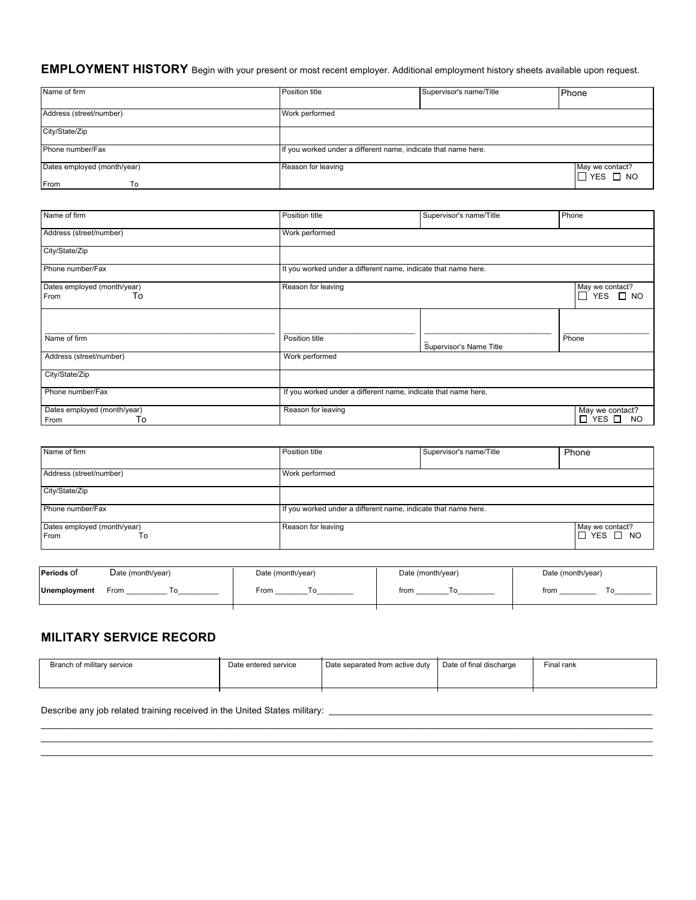## EMPLOYMENT HISTORY

Begin with your present or most recent employer. Additional employment history sheets available upon request.

| Name of firm | Position title | Supervisor's name/Title | Phone |
|---|---|---|---|
| Address (street/number) | Work performed | | |
| City/State/Zip | | | |
| Phone number/Fax | If you worked under a different name, indicate that name here. | | |
| Dates employed (month/year) From To | Reason for leaving | | May we contact? ☐ YES ☐ NO |

| Name of firm | Position title | Supervisor's name/Title | Phone |
|---|---|---|---|
| Address (street/number) | Work performed | | |
| City/State/Zip | | | |
| Phone number/Fax | It you worked under a different name, indicate that name here. | | |
| Dates employed (month/year) From To | Reason for leaving | | May we contact? ☐ YES ☐ NO |

| Name of firm | Position title | Supervisor's Name Title | Phone |
|---|---|---|---|
| Address (street/number) | Work performed | | |
| City/State/Zip | | | |
| Phone number/Fax | If you worked under a different name, indicate that name here, | | |
| Dates employed (month/year) From To | Reason for leaving | | May we contact? ☐ YES ☐ NO |

| Name of firm | Position title | Supervisor's name/Title | Phone |
|---|---|---|---|
| Address (street/number) | Work performed | | |
| City/State/Zip | | | |
| Phone number/Fax | If you worked under a different name, indicate that name here. | | |
| Dates employed (month/year) From To | Reason for leaving | | May we contact? ☐ YES ☐ NO |

| **Periods of Unemployment** | Date (month/year) | Date (month/year) | Date (month/year) | Date (month/year) |
|---|---|---|---|---|
| | From _________ To_________ | From _______To________ | from _______To________ | from ________ To________ |

## MILITARY SERVICE RECORD

| Branch of military service | Date entered service | Date separated from active duty | Date of final discharge | Final rank |
|---|---|---|---|---|
| | | | | |

Describe any job related training received in the United States military: ____________________________________________

________________________________________________________________________________

________________________________________________________________________________

________________________________________________________________________________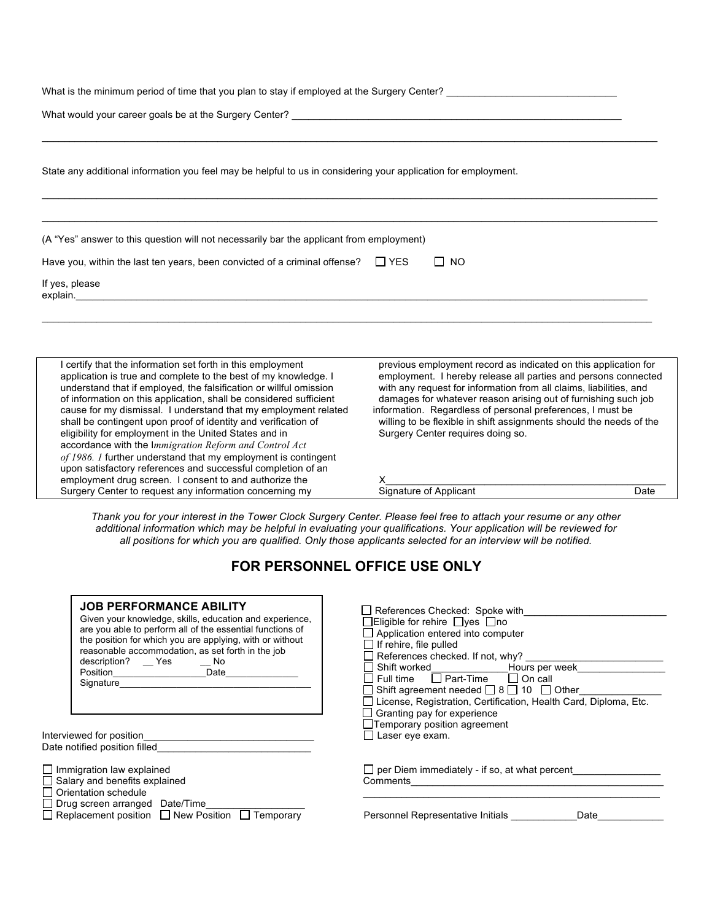What is the minimum period of time that you plan to stay if employed at the Surgery Center? ______________________________

What would your career goals be at the Surgery Center? ____________________________________________________________

______________________________________________________________________________________________________________

State any additional information you feel may be helpful to us in considering your application for employment.

______________________________________________________________________________________________________________

______________________________________________________________________________________________________________

(A "Yes" answer to this question will not necessarily bar the applicant from employment)

Have you, within the last ten years, been convicted of a criminal offense? ☐ YES ☐ NO

If yes, please explain.____________________________________________________________________________________________________

______________________________________________________________________________________________________________

I certify that the information set forth in this employment application is true and complete to the best of my knowledge. I understand that if employed, the falsification or willful omission of information on this application, shall be considered sufficient cause for my dismissal. I understand that my employment related shall be contingent upon proof of identity and verification of eligibility for employment in the United States and in accordance with the I*mmigration Reform and Control Act of 1986. 1* further understand that my employment is contingent upon satisfactory references and successful completion of an employment drug screen. I consent to and authorize the Surgery Center to request any information concerning my previous employment record as indicated on this application for employment. I hereby release all parties and persons connected with any request for information from all claims, liabilities, and damages for whatever reason arising out of furnishing such job information. Regardless of personal preferences, I must be willing to be flexible in shift assignments should the needs of the Surgery Center requires doing so.

X________________________________________________
Signature of Applicant Date

*Thank you for your interest in the Tower Clock Surgery Center. Please feel free to attach your resume or any other additional information which may be helpful in evaluating your qualifications. Your application will be reviewed for all positions for which you are qualified. Only those applicants selected for an interview will be notified.*

## FOR PERSONNEL OFFICE USE ONLY

**JOB PERFORMANCE ABILITY**

Given your knowledge, skills, education and experience, are you able to perform all of the essential functions of the position for which you are applying, with or without reasonable accommodation, as set forth in the job description? __ Yes __ No

Position_________________Date_____________

Signature____________________________________

Interviewed for position_______________________________

Date notified position filled___________________________

- ☐ Immigration law explained
- ☐ Salary and benefits explained
- ☐ Orientation schedule
- ☐ Drug screen arranged Date/Time__________________
- ☐ Replacement position ☐ New Position ☐ Temporary

- ☐ References Checked: Spoke with__________________________
- ☐ Eligible for rehire ☐ yes ☐ no
- ☐ Application entered into computer
- ☐ If rehire, file pulled
- ☐ References checked. If not, why? ________________________
- ☐ Shift worked_____________Hours per week________________
- ☐ Full time ☐ Part-Time ☐ On call
- ☐ Shift agreement needed ☐ 8 ☐ 10 ☐ Other______________
- ☐ License, Registration, Certification, Health Card, Diploma, Etc.
- ☐ Granting pay for experience
- ☐ Temporary position agreement
- ☐ Laser eye exam.

☐ per Diem immediately - if so, at what percent________________

Comments_______________________________________________

_______________________________________________________

Personnel Representative Initials ____________Date____________